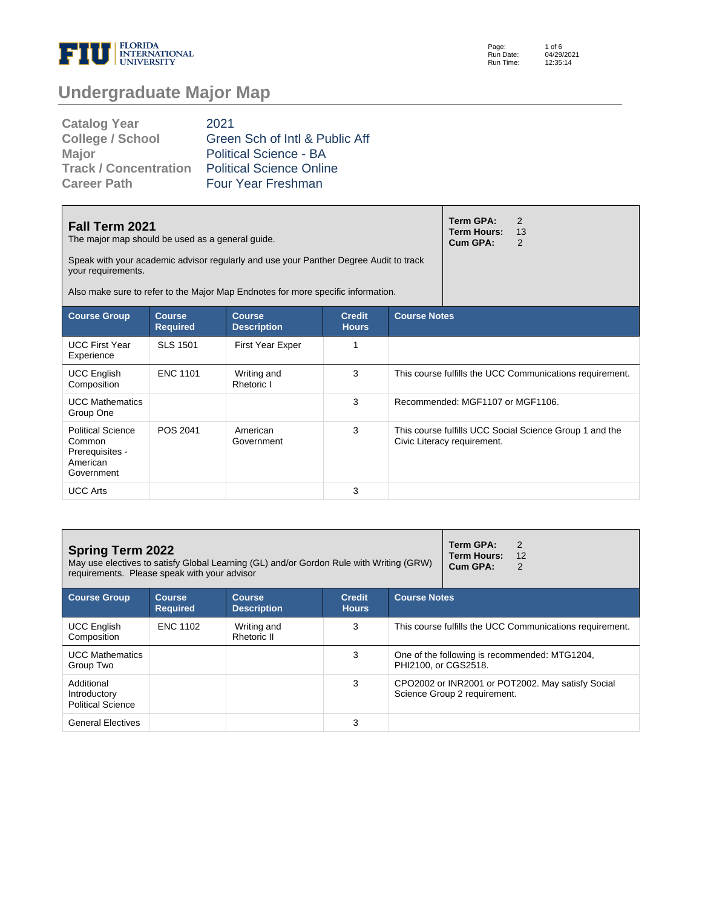# Undergraduate Major Map

| | |
|---|---|
| **Catalog Year** | 2021 |
| **College / School** | Green Sch of Intl & Public Aff |
| **Major** | Political Science - BA |
| **Track / Concentration** | Political Science Online |
| **Career Path** | Four Year Freshman |

## Fall Term 2021

The major map should be used as a general guide.

Speak with your academic advisor regularly and use your Panther Degree Audit to track your requirements.

Also make sure to refer to the Major Map Endnotes for more specific information.

**Term GPA:** 2
**Term Hours:** 13
**Cum GPA:** 2

| Course Group | Course Required | Course Description | Credit Hours | Course Notes |
|---|---|---|---|---|
| UCC First Year Experience | SLS 1501 | First Year Exper | 1 | |
| UCC English Composition | ENC 1101 | Writing and Rhetoric I | 3 | This course fulfills the UCC Communications requirement. |
| UCC Mathematics Group One | | | 3 | Recommended: MGF1107 or MGF1106. |
| Political Science Common Prerequisites - American Government | POS 2041 | American Government | 3 | This course fulfills UCC Social Science Group 1 and the Civic Literacy requirement. |
| UCC Arts | | | 3 | |

## Spring Term 2022

May use electives to satisfy Global Learning (GL) and/or Gordon Rule with Writing (GRW) requirements. Please speak with your advisor

**Term GPA:** 2
**Term Hours:** 12
**Cum GPA:** 2

| Course Group | Course Required | Course Description | Credit Hours | Course Notes |
|---|---|---|---|---|
| UCC English Composition | ENC 1102 | Writing and Rhetoric II | 3 | This course fulfills the UCC Communications requirement. |
| UCC Mathematics Group Two | | | 3 | One of the following is recommended: MTG1204, PHI2100, or CGS2518. |
| Additional Introductory Political Science | | | 3 | CPO2002 or INR2001 or POT2002. May satisfy Social Science Group 2 requirement. |
| General Electives | | | 3 | |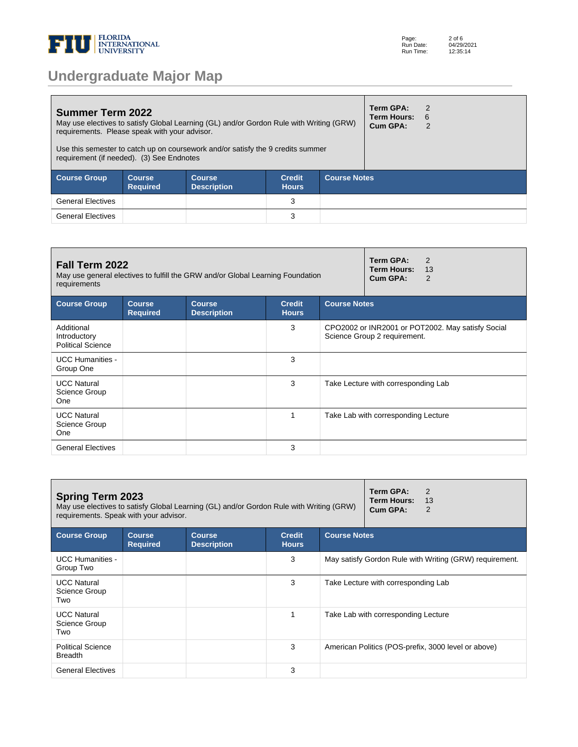# Undergraduate Major Map

## Summer Term 2022

May use electives to satisfy Global Learning (GL) and/or Gordon Rule with Writing (GRW) requirements. Please speak with your advisor.

Use this semester to catch up on coursework and/or satisfy the 9 credits summer requirement (if needed). (3) See Endnotes

**Term GPA:** 2
**Term Hours:** 6
**Cum GPA:** 2

| Course Group | Course Required | Course Description | Credit Hours | Course Notes |
|---|---|---|---|---|
| General Electives | | | 3 | |
| General Electives | | | 3 | |

## Fall Term 2022

May use general electives to fulfill the GRW and/or Global Learning Foundation requirements

**Term GPA:** 2
**Term Hours:** 13
**Cum GPA:** 2

| Course Group | Course Required | Course Description | Credit Hours | Course Notes |
|---|---|---|---|---|
| Additional Introductory Political Science | | | 3 | CPO2002 or INR2001 or POT2002. May satisfy Social Science Group 2 requirement. |
| UCC Humanities - Group One | | | 3 | |
| UCC Natural Science Group One | | | 3 | Take Lecture with corresponding Lab |
| UCC Natural Science Group One | | | 1 | Take Lab with corresponding Lecture |
| General Electives | | | 3 | |

## Spring Term 2023

May use electives to satisfy Global Learning (GL) and/or Gordon Rule with Writing (GRW) requirements. Speak with your advisor.

**Term GPA:** 2
**Term Hours:** 13
**Cum GPA:** 2

| Course Group | Course Required | Course Description | Credit Hours | Course Notes |
|---|---|---|---|---|
| UCC Humanities - Group Two | | | 3 | May satisfy Gordon Rule with Writing (GRW) requirement. |
| UCC Natural Science Group Two | | | 3 | Take Lecture with corresponding Lab |
| UCC Natural Science Group Two | | | 1 | Take Lab with corresponding Lecture |
| Political Science Breadth | | | 3 | American Politics (POS-prefix, 3000 level or above) |
| General Electives | | | 3 | |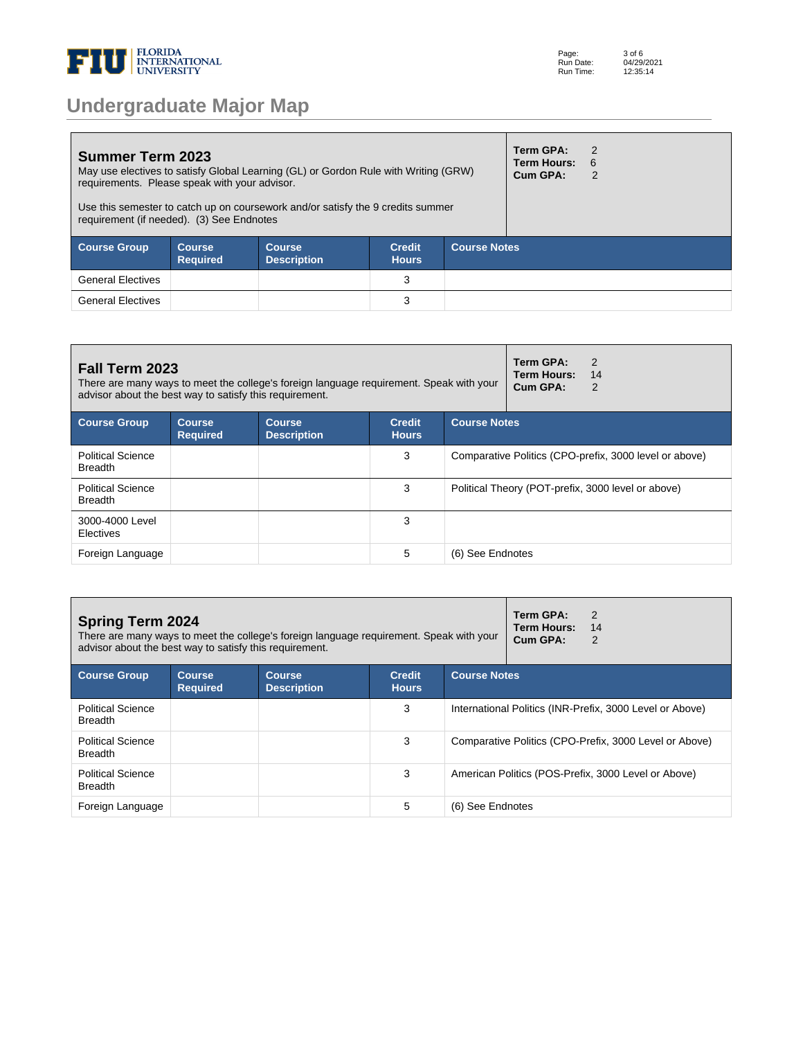# Undergraduate Major Map

## Summer Term 2023

May use electives to satisfy Global Learning (GL) or Gordon Rule with Writing (GRW) requirements. Please speak with your advisor.

Use this semester to catch up on coursework and/or satisfy the 9 credits summer requirement (if needed). (3) See Endnotes

**Term GPA:** 2
**Term Hours:** 6
**Cum GPA:** 2

| Course Group | Course Required | Course Description | Credit Hours | Course Notes |
|---|---|---|---|---|
| General Electives | | | 3 | |
| General Electives | | | 3 | |

## Fall Term 2023

There are many ways to meet the college's foreign language requirement. Speak with your advisor about the best way to satisfy this requirement.

**Term GPA:** 2
**Term Hours:** 14
**Cum GPA:** 2

| Course Group | Course Required | Course Description | Credit Hours | Course Notes |
|---|---|---|---|---|
| Political Science Breadth | | | 3 | Comparative Politics (CPO-prefix, 3000 level or above) |
| Political Science Breadth | | | 3 | Political Theory (POT-prefix, 3000 level or above) |
| 3000-4000 Level Electives | | | 3 | |
| Foreign Language | | | 5 | (6) See Endnotes |

## Spring Term 2024

There are many ways to meet the college's foreign language requirement. Speak with your advisor about the best way to satisfy this requirement.

**Term GPA:** 2
**Term Hours:** 14
**Cum GPA:** 2

| Course Group | Course Required | Course Description | Credit Hours | Course Notes |
|---|---|---|---|---|
| Political Science Breadth | | | 3 | International Politics (INR-Prefix, 3000 Level or Above) |
| Political Science Breadth | | | 3 | Comparative Politics (CPO-Prefix, 3000 Level or Above) |
| Political Science Breadth | | | 3 | American Politics (POS-Prefix, 3000 Level or Above) |
| Foreign Language | | | 5 | (6) See Endnotes |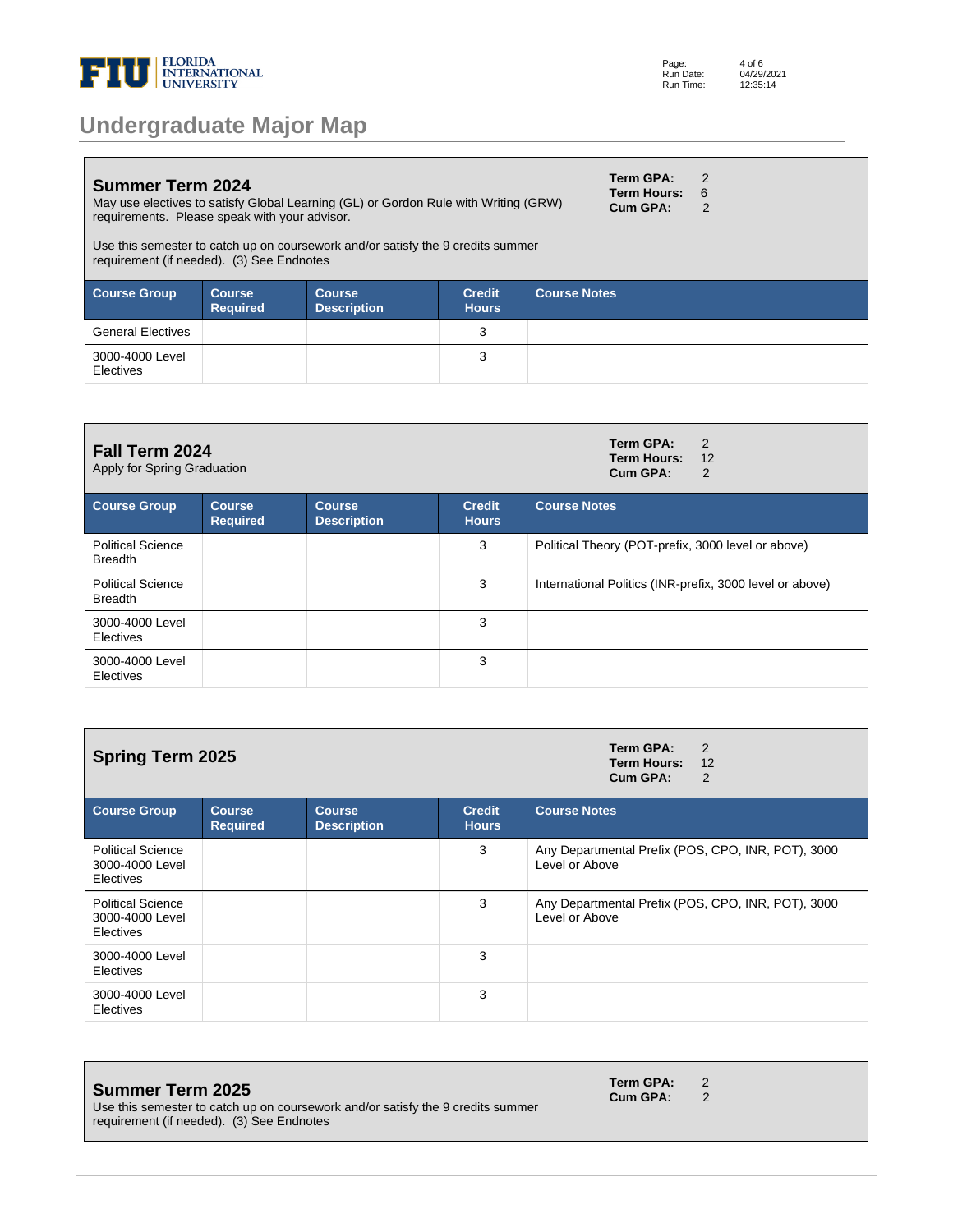# Undergraduate Major Map

## Summer Term 2024

May use electives to satisfy Global Learning (GL) or Gordon Rule with Writing (GRW) requirements. Please speak with your advisor.

Use this semester to catch up on coursework and/or satisfy the 9 credits summer requirement (if needed). (3) See Endnotes

**Term GPA:** 2
**Term Hours:** 6
**Cum GPA:** 2

| Course Group | Course Required | Course Description | Credit Hours | Course Notes |
|---|---|---|---|---|
| General Electives | | | 3 | |
| 3000-4000 Level Electives | | | 3 | |

## Fall Term 2024

Apply for Spring Graduation

**Term GPA:** 2
**Term Hours:** 12
**Cum GPA:** 2

| Course Group | Course Required | Course Description | Credit Hours | Course Notes |
|---|---|---|---|---|
| Political Science Breadth | | | 3 | Political Theory (POT-prefix, 3000 level or above) |
| Political Science Breadth | | | 3 | International Politics (INR-prefix, 3000 level or above) |
| 3000-4000 Level Electives | | | 3 | |
| 3000-4000 Level Electives | | | 3 | |

## Spring Term 2025

**Term GPA:** 2
**Term Hours:** 12
**Cum GPA:** 2

| Course Group | Course Required | Course Description | Credit Hours | Course Notes |
|---|---|---|---|---|
| Political Science 3000-4000 Level Electives | | | 3 | Any Departmental Prefix (POS, CPO, INR, POT), 3000 Level or Above |
| Political Science 3000-4000 Level Electives | | | 3 | Any Departmental Prefix (POS, CPO, INR, POT), 3000 Level or Above |
| 3000-4000 Level Electives | | | 3 | |
| 3000-4000 Level Electives | | | 3 | |

## Summer Term 2025

Use this semester to catch up on coursework and/or satisfy the 9 credits summer requirement (if needed). (3) See Endnotes

**Term GPA:** 2
**Cum GPA:** 2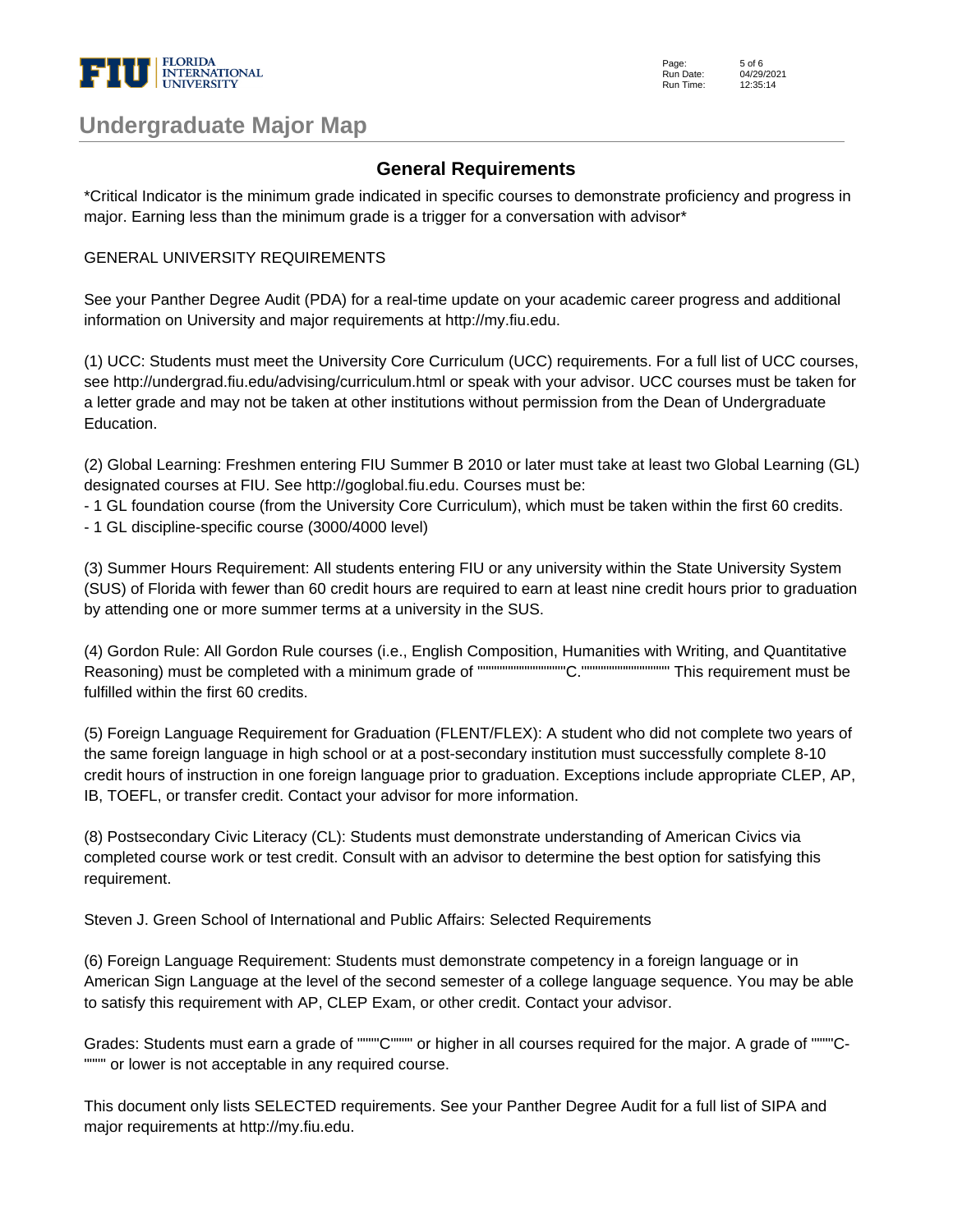# Undergraduate Major Map

## General Requirements

*Critical Indicator is the minimum grade indicated in specific courses to demonstrate proficiency and progress in major. Earning less than the minimum grade is a trigger for a conversation with advisor*

GENERAL UNIVERSITY REQUIREMENTS

See your Panther Degree Audit (PDA) for a real-time update on your academic career progress and additional information on University and major requirements at http://my.fiu.edu.

(1) UCC: Students must meet the University Core Curriculum (UCC) requirements. For a full list of UCC courses, see http://undergrad.fiu.edu/advising/curriculum.html or speak with your advisor. UCC courses must be taken for a letter grade and may not be taken at other institutions without permission from the Dean of Undergraduate Education.

(2) Global Learning: Freshmen entering FIU Summer B 2010 or later must take at least two Global Learning (GL) designated courses at FIU. See http://goglobal.fiu.edu. Courses must be:

- 1 GL foundation course (from the University Core Curriculum), which must be taken within the first 60 credits.
- 1 GL discipline-specific course (3000/4000 level)

(3) Summer Hours Requirement: All students entering FIU or any university within the State University System (SUS) of Florida with fewer than 60 credit hours are required to earn at least nine credit hours prior to graduation by attending one or more summer terms at a university in the SUS.

(4) Gordon Rule: All Gordon Rule courses (i.e., English Composition, Humanities with Writing, and Quantitative Reasoning) must be completed with a minimum grade of """"""""""""""""""""""C."""""""""""""""""""""" This requirement must be fulfilled within the first 60 credits.

(5) Foreign Language Requirement for Graduation (FLENT/FLEX): A student who did not complete two years of the same foreign language in high school or at a post-secondary institution must successfully complete 8-10 credit hours of instruction in one foreign language prior to graduation. Exceptions include appropriate CLEP, AP, IB, TOEFL, or transfer credit. Contact your advisor for more information.

(8) Postsecondary Civic Literacy (CL): Students must demonstrate understanding of American Civics via completed course work or test credit. Consult with an advisor to determine the best option for satisfying this requirement.

Steven J. Green School of International and Public Affairs: Selected Requirements

(6) Foreign Language Requirement: Students must demonstrate competency in a foreign language or in American Sign Language at the level of the second semester of a college language sequence. You may be able to satisfy this requirement with AP, CLEP Exam, or other credit. Contact your advisor.

Grades: Students must earn a grade of """"C"""" or higher in all courses required for the major. A grade of """"C-"""" or lower is not acceptable in any required course.

This document only lists SELECTED requirements. See your Panther Degree Audit for a full list of SIPA and major requirements at http://my.fiu.edu.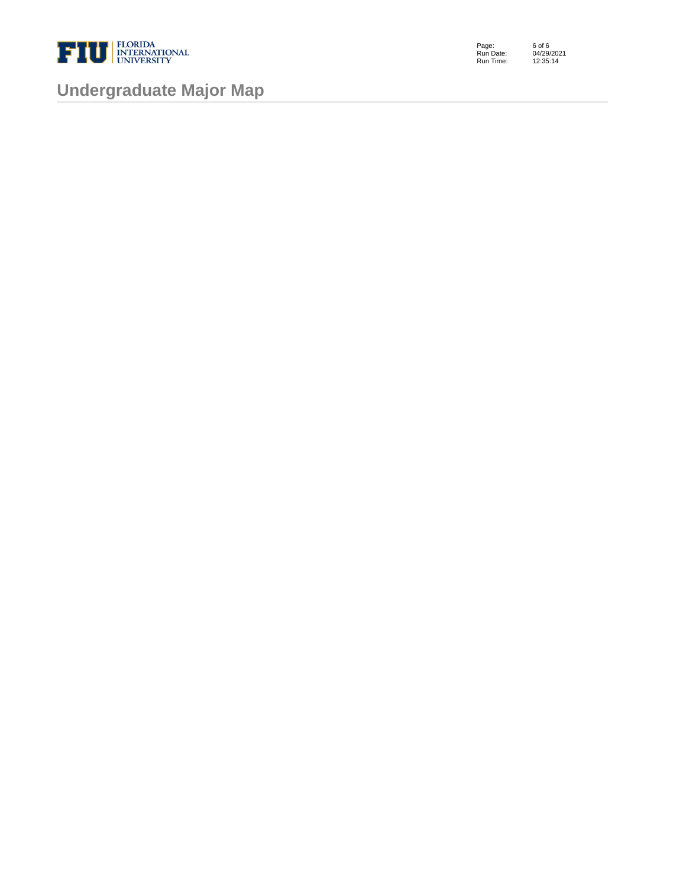# Undergraduate Major Map